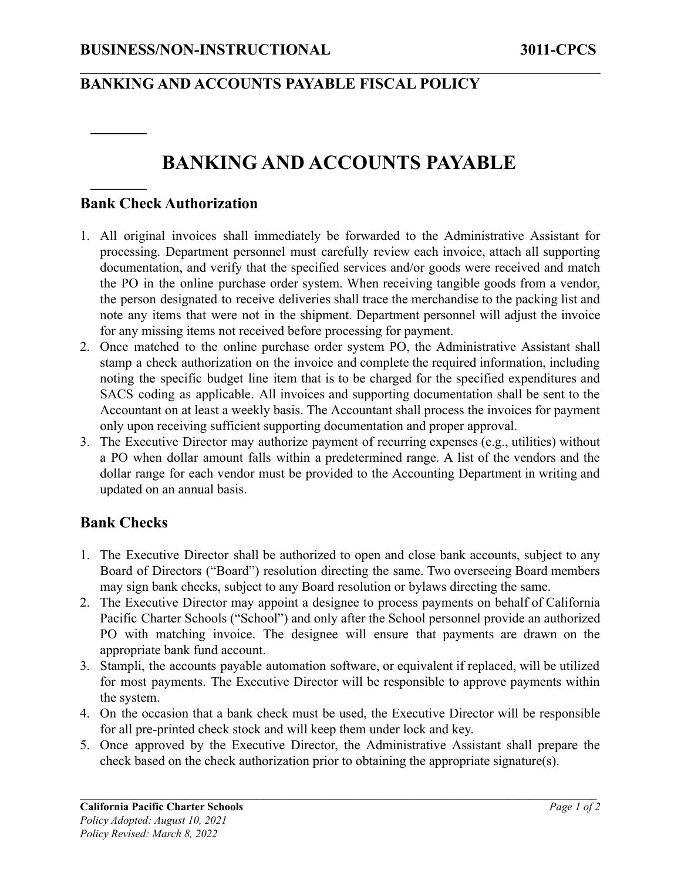# BANKING AND ACCOUNTS PAYABLE FISCAL POLICY

## BANKING AND ACCOUNTS PAYABLE

### Bank Check Authorization

1. All original invoices shall immediately be forwarded to the Administrative Assistant for processing. Department personnel must carefully review each invoice, attach all supporting documentation, and verify that the specified services and/or goods were received and match the PO in the online purchase order system. When receiving tangible goods from a vendor, the person designated to receive deliveries shall trace the merchandise to the packing list and note any items that were not in the shipment. Department personnel will adjust the invoice for any missing items not received before processing for payment.
2. Once matched to the online purchase order system PO, the Administrative Assistant shall stamp a check authorization on the invoice and complete the required information, including noting the specific budget line item that is to be charged for the specified expenditures and SACS coding as applicable. All invoices and supporting documentation shall be sent to the Accountant on at least a weekly basis. The Accountant shall process the invoices for payment only upon receiving sufficient supporting documentation and proper approval.
3. The Executive Director may authorize payment of recurring expenses (e.g., utilities) without a PO when dollar amount falls within a predetermined range. A list of the vendors and the dollar range for each vendor must be provided to the Accounting Department in writing and updated on an annual basis.

### Bank Checks

1. The Executive Director shall be authorized to open and close bank accounts, subject to any Board of Directors ("Board") resolution directing the same. Two overseeing Board members may sign bank checks, subject to any Board resolution or bylaws directing the same.
2. The Executive Director may appoint a designee to process payments on behalf of California Pacific Charter Schools ("School") and only after the School personnel provide an authorized PO with matching invoice. The designee will ensure that payments are drawn on the appropriate bank fund account.
3. Stampli, the accounts payable automation software, or equivalent if replaced, will be utilized for most payments. The Executive Director will be responsible to approve payments within the system.
4. On the occasion that a bank check must be used, the Executive Director will be responsible for all pre-printed check stock and will keep them under lock and key.
5. Once approved by the Executive Director, the Administrative Assistant shall prepare the check based on the check authorization prior to obtaining the appropriate signature(s).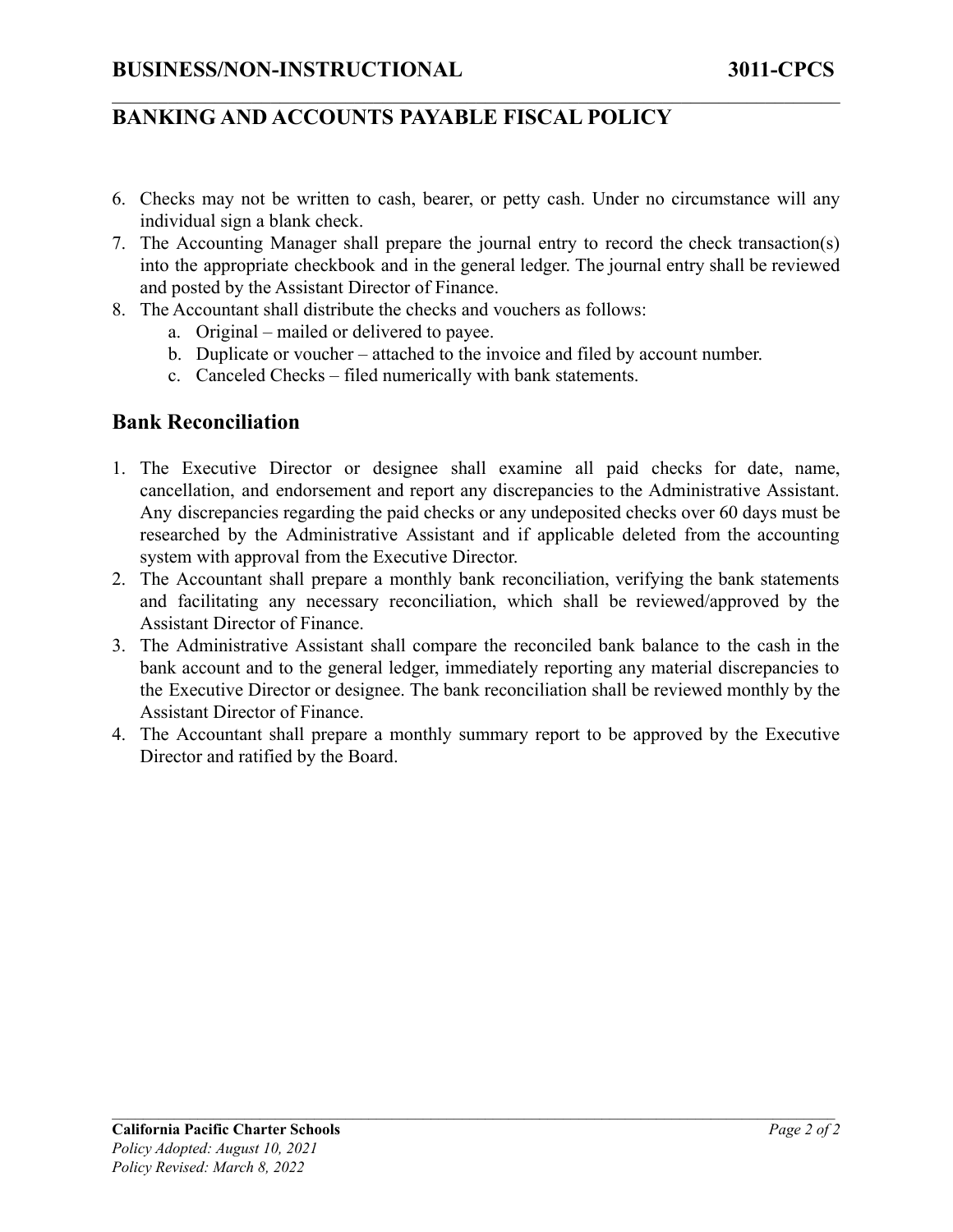6. Checks may not be written to cash, bearer, or petty cash. Under no circumstance will any individual sign a blank check.
7. The Accounting Manager shall prepare the journal entry to record the check transaction(s) into the appropriate checkbook and in the general ledger. The journal entry shall be reviewed and posted by the Assistant Director of Finance.
8. The Accountant shall distribute the checks and vouchers as follows:
   a. Original – mailed or delivered to payee.
   b. Duplicate or voucher – attached to the invoice and filed by account number.
   c. Canceled Checks – filed numerically with bank statements.

## Bank Reconciliation

1. The Executive Director or designee shall examine all paid checks for date, name, cancellation, and endorsement and report any discrepancies to the Administrative Assistant. Any discrepancies regarding the paid checks or any undeposited checks over 60 days must be researched by the Administrative Assistant and if applicable deleted from the accounting system with approval from the Executive Director.
2. The Accountant shall prepare a monthly bank reconciliation, verifying the bank statements and facilitating any necessary reconciliation, which shall be reviewed/approved by the Assistant Director of Finance.
3. The Administrative Assistant shall compare the reconciled bank balance to the cash in the bank account and to the general ledger, immediately reporting any material discrepancies to the Executive Director or designee. The bank reconciliation shall be reviewed monthly by the Assistant Director of Finance.
4. The Accountant shall prepare a monthly summary report to be approved by the Executive Director and ratified by the Board.